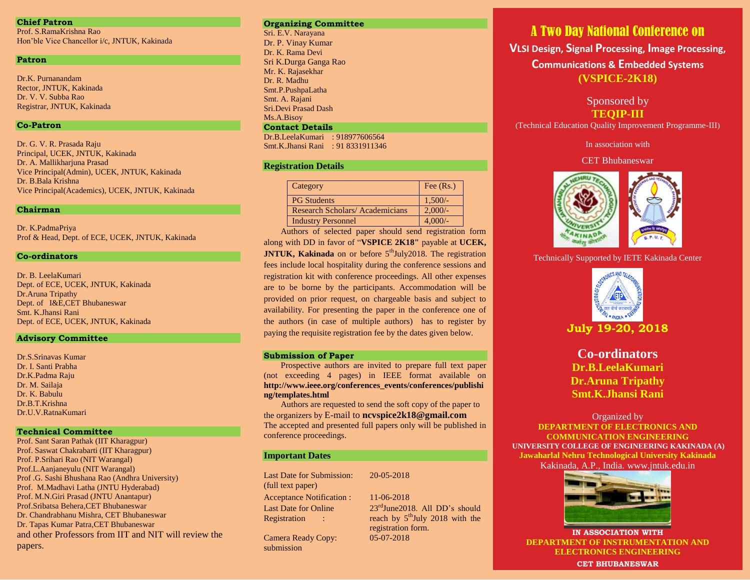## Chief Patron

Prof. S.RamaKrishna Rao
Hon'ble Vice Chancellor i/c, JNTUK, Kakinada

## Patron

Dr.K. Purnanandam
Rector, JNTUK, Kakinada
Dr. V. V. Subba Rao
Registrar, JNTUK, Kakinada

## Co-Patron

Dr. G. V. R. Prasada Raju
Principal, UCEK, JNTUK, Kakinada
Dr. A. Mallikharjuna Prasad
Vice Principal(Admin), UCEK, JNTUK, Kakinada
Dr. B.Bala Krishna
Vice Principal(Academics), UCEK, JNTUK, Kakinada

## Chairman

Dr. K.PadmaPriya
Prof & Head, Dept. of ECE, UCEK, JNTUK, Kakinada

## Co-ordinators

Dr. B. LeelaKumari
Dept. of ECE, UCEK, JNTUK, Kakinada
Dr.Aruna Tripathy
Dept. of I&E,CET Bhubaneswar
Smt. K.Jhansi Rani
Dept. of ECE, UCEK, JNTUK, Kakinada

## Advisory Committee

Dr.S.Srinavas Kumar
Dr. I. Santi Prabha
Dr.K.Padma Raju
Dr. M. Sailaja
Dr. K. Babulu
Dr.B.T.Krishna
Dr.U.V.RatnaKumari

## Technical Committee

Prof. Sant Saran Pathak (IIT Kharagpur)
Prof. Saswat Chakrabarti (IIT Kharagpur)
Prof. P.Srihari Rao (NIT Warangal)
Prof.L.Aanjaneyulu (NIT Warangal)
Prof .G. Sashi Bhushana Rao (Andhra University)
Prof. M.Madhavi Latha (JNTU Hyderabad)
Prof. M.N.Giri Prasad (JNTU Anantapur)
Prof.Sribatsa Behera,CET Bhubaneswar
Dr. Chandrabhanu Mishra, CET Bhubaneswar
Dr. Tapas Kumar Patra,CET Bhubaneswar
and other Professors from IIT and NIT will review the papers.

## Organizing Committee

Sri. E.V. Narayana
Dr. P. Vinay Kumar
Dr. K. Rama Devi
Sri K.Durga Ganga Rao
Mr. K. Rajasekhar
Dr. R. Madhu
Smt.P.PushpaLatha
Smt. A. Rajani
Sri.Devi Prasad Dash
Ms.A.Bisoy

## Contact Details

Dr.B.LeelaKumari : 918977606564
Smt.K.Jhansi Rani : 91 8331911346

## Registration Details

| Category | Fee (Rs.) |
|---|---|
| PG Students | 1,500/- |
| Research Scholars/ Academicians | 2,000/- |
| Industry Personnel | 4,000/- |

Authors of selected paper should send registration form along with DD in favor of "**VSPICE 2K18"** payable at **UCEK, JNTUK, Kakinada** on or before 5th July2018. The registration fees include local hospitality during the conference sessions and registration kit with conference proceedings. All other expenses are to be borne by the participants. Accommodation will be provided on prior request, on chargeable basis and subject to availability. For presenting the paper in the conference one of the authors (in case of multiple authors) has to register by paying the requisite registration fee by the dates given below.

## Submission of Paper

Prospective authors are invited to prepare full text paper (not exceeding 4 pages) in IEEE format available on **http://www.ieee.org/conferences_events/conferences/publishing/templates.html**

Authors are requested to send the soft copy of the paper to the organizers by E-mail to **ncvspice2k18@gmail.com**
The accepted and presented full papers only will be published in conference proceedings.

## Important Dates

| | |
|---|---|
| Last Date for Submission: (full text paper) | 20-05-2018 |
| Acceptance Notification : | 11-06-2018 |
| Last Date for Online Registration : | 23rd June2018. All DD's should reach by 5th July 2018 with the registration form. |
| Camera Ready Copy: submission | 05-07-2018 |

# A Two Day National Conference on

## VLSI Design, Signal Processing, Image Processing, Communications & Embedded Systems

## (VSPICE-2K18)

Sponsored by
**TEQIP-III**
(Technical Education Quality Improvement Programme-III)

In association with

CET Bhubaneswar

Technically Supported by IETE Kakinada Center

**July 19-20, 2018**

## Co-ordinators

**Dr.B.LeelaKumari**
**Dr.Aruna Tripathy**
**Smt.K.Jhansi Rani**

Organized by
**DEPARTMENT OF ELECTRONICS AND COMMUNICATION ENGINEERING**
**UNIVERSITY COLLEGE OF ENGINEERING KAKINADA (A)**
**Jawaharlal Nehru Technological University Kakinada**
Kakinada, A.P., India. www.jntuk.edu.in

**IN ASSOCIATION WITH**
**DEPARTMENT OF INSTRUMENTATION AND ELECTRONICS ENGINEERING**
**CET BHUBANESWAR**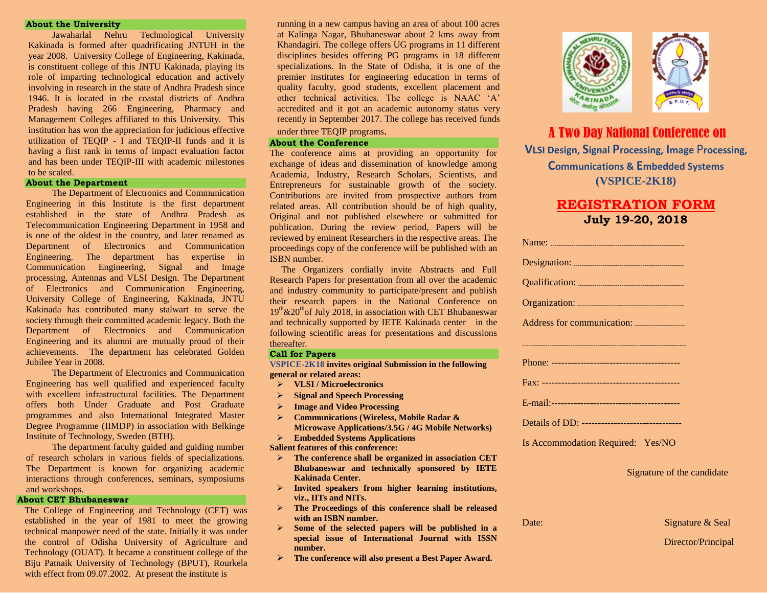## About the University

Jawaharlal Nehru Technological University Kakinada is formed after quadrificating JNTUH in the year 2008. University College of Engineering, Kakinada, is constituent college of this JNTU Kakinada, playing its role of imparting technological education and actively involving in research in the state of Andhra Pradesh since 1946. It is located in the coastal districts of Andhra Pradesh having 266 Engineering, Pharmacy and Management Colleges affiliated to this University. This institution has won the appreciation for judicious effective utilization of TEQIP - I and TEQIP-II funds and it is having a first rank in terms of impact evaluation factor and has been under TEQIP-III with academic milestones to be scaled.

## About the Department

The Department of Electronics and Communication Engineering in this Institute is the first department established in the state of Andhra Pradesh as Telecommunication Engineering Department in 1958 and is one of the oldest in the country, and later renamed as Department of Electronics and Communication Engineering. The department has expertise in Communication Engineering, Signal and Image processing, Antennas and VLSI Design. The Department of Electronics and Communication Engineering, University College of Engineering, Kakinada, JNTU Kakinada has contributed many stalwart to serve the society through their committed academic legacy. Both the Department of Electronics and Communication Engineering and its alumni are mutually proud of their achievements. The department has celebrated Golden Jubilee Year in 2008.

The Department of Electronics and Communication Engineering has well qualified and experienced faculty with excellent infrastructural facilities. The Department offers both Under Graduate and Post Graduate programmes and also International Integrated Master Degree Programme (IIMDP) in association with Belkinge Institute of Technology, Sweden (BTH).

The department faculty guided and guiding number of research scholars in various fields of specializations. The Department is known for organizing academic interactions through conferences, seminars, symposiums and workshops.

## About CET Bhubaneswar

The College of Engineering and Technology (CET) was established in the year of 1981 to meet the growing technical manpower need of the state. Initially it was under the control of Odisha University of Agriculture and Technology (OUAT). It became a constituent college of the Biju Patnaik University of Technology (BPUT), Rourkela with effect from 09.07.2002. At present the institute is running in a new campus having an area of about 100 acres at Kalinga Nagar, Bhubaneswar about 2 kms away from Khandagiri. The college offers UG programs in 11 different disciplines besides offering PG programs in 18 different specializations. In the State of Odisha, it is one of the premier institutes for engineering education in terms of quality faculty, good students, excellent placement and other technical activities. The college is NAAC 'A' accredited and it got an academic autonomy status very recently in September 2017. The college has received funds under three TEQIP programs.

## About the Conference

The conference aims at providing an opportunity for exchange of ideas and dissemination of knowledge among Academia, Industry, Research Scholars, Scientists, and Entrepreneurs for sustainable growth of the society. Contributions are invited from prospective authors from related areas. All contribution should be of high quality, Original and not published elsewhere or submitted for publication. During the review period, Papers will be reviewed by eminent Researchers in the respective areas. The proceedings copy of the conference will be published with an ISBN number.

The Organizers cordially invite Abstracts and Full Research Papers for presentation from all over the academic and industry community to participate/present and publish their research papers in the National Conference on 19th&20th of July 2018, in association with CET Bhubaneswar and technically supported by IETE Kakinada center in the following scientific areas for presentations and discussions thereafter.

## Call for Papers

**VSPICE-2K18 invites original Submission in the following general or related areas:**

- **VLSI / Microelectronics**
- **Signal and Speech Processing**
- **Image and Video Processing**
- **Communications (Wireless, Mobile Radar & Microwave Applications/3.5G / 4G Mobile Networks)**
- **Embedded Systems Applications**

**Salient features of this conference:**

- **The conference shall be organized in association CET Bhubaneswar and technically sponsored by IETE Kakinada Center.**
- **Invited speakers from higher learning institutions, viz., IITs and NITs.**
- **The Proceedings of this conference shall be released with an ISBN number.**
- **Some of the selected papers will be published in a special issue of International Journal with ISSN number.**
- **The conference will also present a Best Paper Award.**

# A Two Day National Conference on

## VLSI Design, Signal Processing, Image Processing, Communications & Embedded Systems (VSPICE-2K18)

## REGISTRATION FORM

**July 19-20, 2018**

Name: ..................................................

Designation: ..................................................

Qualification: ..................................................

Organization: ..................................................

Address for communication: ..................................................

..................................................

Phone: ----------------------------------------

Fax: ------------------------------------------

E-mail:----------------------------------------

Details of DD: -------------------------------

Is Accommodation Required: Yes/NO

Signature of the candidate

Date:

Signature & Seal

Director/Principal